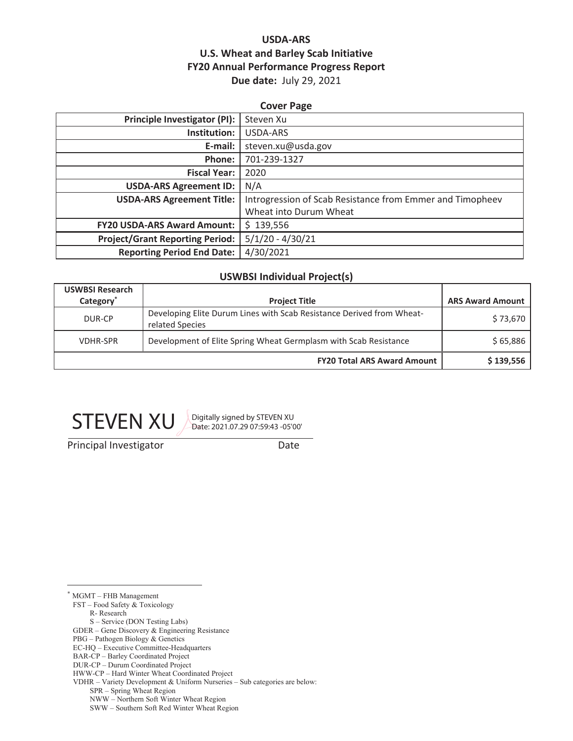# USDA-ARS
## U.S. Wheat and Barley Scab Initiative
## FY20 Annual Performance Progress Report
**Due date:** July 29, 2021

### Cover Page

| | |
|---|---|
| **Principle Investigator (PI):** | Steven Xu |
| **Institution:** | USDA-ARS |
| **E-mail:** | steven.xu@usda.gov |
| **Phone:** | 701-239-1327 |
| **Fiscal Year:** | 2020 |
| **USDA-ARS Agreement ID:** | N/A |
| **USDA-ARS Agreement Title:** | Introgression of Scab Resistance from Emmer and Timopheev Wheat into Durum Wheat |
| **FY20 USDA-ARS Award Amount:** | $ 139,556 |
| **Project/Grant Reporting Period:** | 5/1/20 - 4/30/21 |
| **Reporting Period End Date:** | 4/30/2021 |

### USWBSI Individual Project(s)

| USWBSI Research Category* | Project Title | ARS Award Amount |
|---|---|---|
| DUR-CP | Developing Elite Durum Lines with Scab Resistance Derived from Wheat-related Species | $ 73,670 |
| VDHR-SPR | Development of Elite Spring Wheat Germplasm with Scab Resistance | $ 65,886 |
| | **FY20 Total ARS Award Amount** | **$ 139,556** |

STEVEN XU Digitally signed by STEVEN XU Date: 2021.07.29 07:59:43 -05'00'

Principal Investigator Date

---

\* MGMT – FHB Management
FST – Food Safety & Toxicology
R- Research
S – Service (DON Testing Labs)
GDER – Gene Discovery & Engineering Resistance
PBG – Pathogen Biology & Genetics
EC-HQ – Executive Committee-Headquarters
BAR-CP – Barley Coordinated Project
DUR-CP – Durum Coordinated Project
HWW-CP – Hard Winter Wheat Coordinated Project
VDHR – Variety Development & Uniform Nurseries – Sub categories are below:
SPR – Spring Wheat Region
NWW – Northern Soft Winter Wheat Region
SWW – Southern Soft Red Winter Wheat Region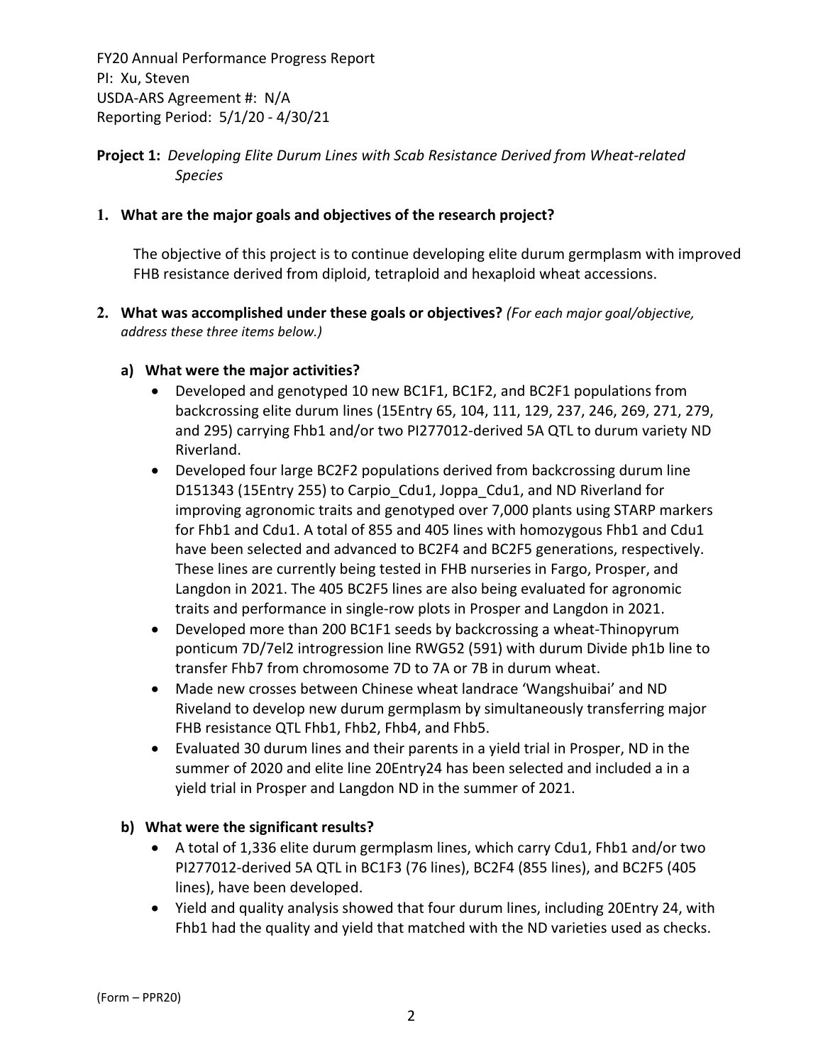FY20 Annual Performance Progress Report
PI: Xu, Steven
USDA-ARS Agreement #: N/A
Reporting Period: 5/1/20 - 4/30/21

**Project 1:** *Developing Elite Durum Lines with Scab Resistance Derived from Wheat-related Species*

1. **What are the major goals and objectives of the research project?**

   The objective of this project is to continue developing elite durum germplasm with improved FHB resistance derived from diploid, tetraploid and hexaploid wheat accessions.

2. **What was accomplished under these goals or objectives?** *(For each major goal/objective, address these three items below.)*

   **a) What were the major activities?**

   - Developed and genotyped 10 new BC1F1, BC1F2, and BC2F1 populations from backcrossing elite durum lines (15Entry 65, 104, 111, 129, 237, 246, 269, 271, 279, and 295) carrying Fhb1 and/or two PI277012-derived 5A QTL to durum variety ND Riverland.
   - Developed four large BC2F2 populations derived from backcrossing durum line D151343 (15Entry 255) to Carpio_Cdu1, Joppa_Cdu1, and ND Riverland for improving agronomic traits and genotyped over 7,000 plants using STARP markers for Fhb1 and Cdu1. A total of 855 and 405 lines with homozygous Fhb1 and Cdu1 have been selected and advanced to BC2F4 and BC2F5 generations, respectively. These lines are currently being tested in FHB nurseries in Fargo, Prosper, and Langdon in 2021. The 405 BC2F5 lines are also being evaluated for agronomic traits and performance in single-row plots in Prosper and Langdon in 2021.
   - Developed more than 200 BC1F1 seeds by backcrossing a wheat-Thinopyrum ponticum 7D/7el2 introgression line RWG52 (591) with durum Divide ph1b line to transfer Fhb7 from chromosome 7D to 7A or 7B in durum wheat.
   - Made new crosses between Chinese wheat landrace 'Wangshuibai' and ND Riveland to develop new durum germplasm by simultaneously transferring major FHB resistance QTL Fhb1, Fhb2, Fhb4, and Fhb5.
   - Evaluated 30 durum lines and their parents in a yield trial in Prosper, ND in the summer of 2020 and elite line 20Entry24 has been selected and included a in a yield trial in Prosper and Langdon ND in the summer of 2021.

   **b) What were the significant results?**

   - A total of 1,336 elite durum germplasm lines, which carry Cdu1, Fhb1 and/or two PI277012-derived 5A QTL in BC1F3 (76 lines), BC2F4 (855 lines), and BC2F5 (405 lines), have been developed.
   - Yield and quality analysis showed that four durum lines, including 20Entry 24, with Fhb1 had the quality and yield that matched with the ND varieties used as checks.

(Form – PPR20)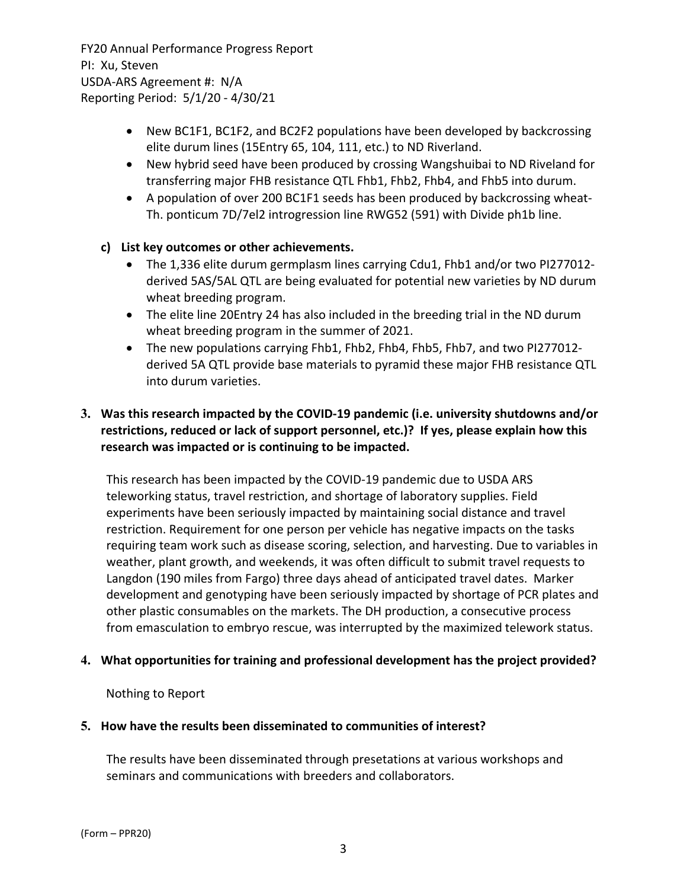- New BC1F1, BC1F2, and BC2F2 populations have been developed by backcrossing elite durum lines (15Entry 65, 104, 111, etc.) to ND Riverland.
- New hybrid seed have been produced by crossing Wangshuibai to ND Riveland for transferring major FHB resistance QTL Fhb1, Fhb2, Fhb4, and Fhb5 into durum.
- A population of over 200 BC1F1 seeds has been produced by backcrossing wheat-Th. ponticum 7D/7el2 introgression line RWG52 (591) with Divide ph1b line.

**c) List key outcomes or other achievements.**

- The 1,336 elite durum germplasm lines carrying Cdu1, Fhb1 and/or two PI277012-derived 5AS/5AL QTL are being evaluated for potential new varieties by ND durum wheat breeding program.
- The elite line 20Entry 24 has also included in the breeding trial in the ND durum wheat breeding program in the summer of 2021.
- The new populations carrying Fhb1, Fhb2, Fhb4, Fhb5, Fhb7, and two PI277012-derived 5A QTL provide base materials to pyramid these major FHB resistance QTL into durum varieties.

**3. Was this research impacted by the COVID-19 pandemic (i.e. university shutdowns and/or restrictions, reduced or lack of support personnel, etc.)? If yes, please explain how this research was impacted or is continuing to be impacted.**

This research has been impacted by the COVID-19 pandemic due to USDA ARS teleworking status, travel restriction, and shortage of laboratory supplies. Field experiments have been seriously impacted by maintaining social distance and travel restriction. Requirement for one person per vehicle has negative impacts on the tasks requiring team work such as disease scoring, selection, and harvesting. Due to variables in weather, plant growth, and weekends, it was often difficult to submit travel requests to Langdon (190 miles from Fargo) three days ahead of anticipated travel dates. Marker development and genotyping have been seriously impacted by shortage of PCR plates and other plastic consumables on the markets. The DH production, a consecutive process from emasculation to embryo rescue, was interrupted by the maximized telework status.

**4. What opportunities for training and professional development has the project provided?**

Nothing to Report

**5. How have the results been disseminated to communities of interest?**

The results have been disseminated through presetations at various workshops and seminars and communications with breeders and collaborators.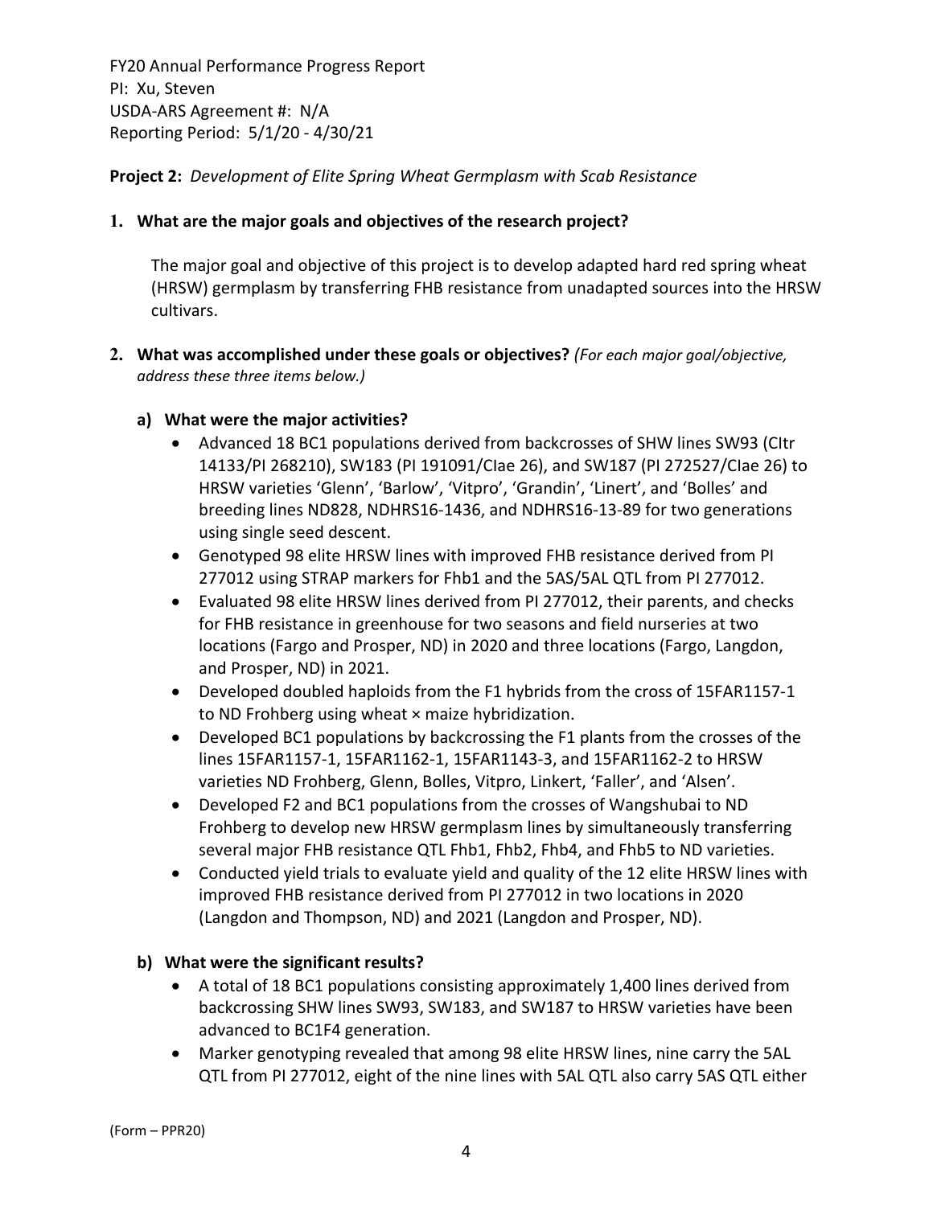FY20 Annual Performance Progress Report
PI: Xu, Steven
USDA-ARS Agreement #: N/A
Reporting Period: 5/1/20 - 4/30/21

**Project 2:** *Development of Elite Spring Wheat Germplasm with Scab Resistance*

1. **What are the major goals and objectives of the research project?**

   The major goal and objective of this project is to develop adapted hard red spring wheat (HRSW) germplasm by transferring FHB resistance from unadapted sources into the HRSW cultivars.

2. **What was accomplished under these goals or objectives?** *(For each major goal/objective, address these three items below.)*

   **a) What were the major activities?**

   - Advanced 18 BC1 populations derived from backcrosses of SHW lines SW93 (CItr 14133/PI 268210), SW183 (PI 191091/CIae 26), and SW187 (PI 272527/CIae 26) to HRSW varieties 'Glenn', 'Barlow', 'Vitpro', 'Grandin', 'Linert', and 'Bolles' and breeding lines ND828, NDHRS16-1436, and NDHRS16-13-89 for two generations using single seed descent.
   - Genotyped 98 elite HRSW lines with improved FHB resistance derived from PI 277012 using STRAP markers for Fhb1 and the 5AS/5AL QTL from PI 277012.
   - Evaluated 98 elite HRSW lines derived from PI 277012, their parents, and checks for FHB resistance in greenhouse for two seasons and field nurseries at two locations (Fargo and Prosper, ND) in 2020 and three locations (Fargo, Langdon, and Prosper, ND) in 2021.
   - Developed doubled haploids from the F1 hybrids from the cross of 15FAR1157-1 to ND Frohberg using wheat × maize hybridization.
   - Developed BC1 populations by backcrossing the F1 plants from the crosses of the lines 15FAR1157-1, 15FAR1162-1, 15FAR1143-3, and 15FAR1162-2 to HRSW varieties ND Frohberg, Glenn, Bolles, Vitpro, Linkert, 'Faller', and 'Alsen'.
   - Developed F2 and BC1 populations from the crosses of Wangshubai to ND Frohberg to develop new HRSW germplasm lines by simultaneously transferring several major FHB resistance QTL Fhb1, Fhb2, Fhb4, and Fhb5 to ND varieties.
   - Conducted yield trials to evaluate yield and quality of the 12 elite HRSW lines with improved FHB resistance derived from PI 277012 in two locations in 2020 (Langdon and Thompson, ND) and 2021 (Langdon and Prosper, ND).

   **b) What were the significant results?**

   - A total of 18 BC1 populations consisting approximately 1,400 lines derived from backcrossing SHW lines SW93, SW183, and SW187 to HRSW varieties have been advanced to BC1F4 generation.
   - Marker genotyping revealed that among 98 elite HRSW lines, nine carry the 5AL QTL from PI 277012, eight of the nine lines with 5AL QTL also carry 5AS QTL either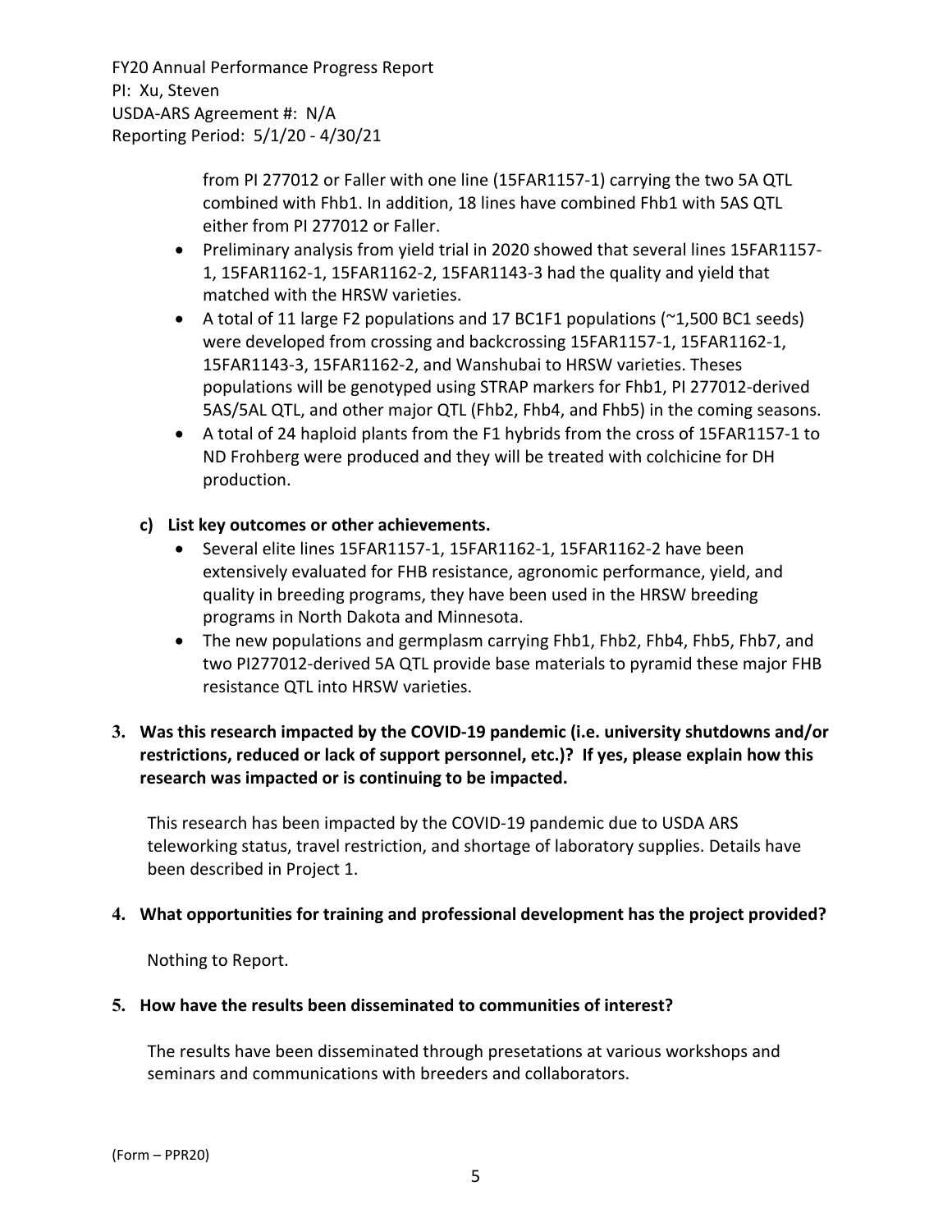from PI 277012 or Faller with one line (15FAR1157-1) carrying the two 5A QTL combined with Fhb1. In addition, 18 lines have combined Fhb1 with 5AS QTL either from PI 277012 or Faller.

- Preliminary analysis from yield trial in 2020 showed that several lines 15FAR1157-1, 15FAR1162-1, 15FAR1162-2, 15FAR1143-3 had the quality and yield that matched with the HRSW varieties.
- A total of 11 large F2 populations and 17 BC1F1 populations (~1,500 BC1 seeds) were developed from crossing and backcrossing 15FAR1157-1, 15FAR1162-1, 15FAR1143-3, 15FAR1162-2, and Wanshubai to HRSW varieties. Theses populations will be genotyped using STRAP markers for Fhb1, PI 277012-derived 5AS/5AL QTL, and other major QTL (Fhb2, Fhb4, and Fhb5) in the coming seasons.
- A total of 24 haploid plants from the F1 hybrids from the cross of 15FAR1157-1 to ND Frohberg were produced and they will be treated with colchicine for DH production.

**c) List key outcomes or other achievements.**

- Several elite lines 15FAR1157-1, 15FAR1162-1, 15FAR1162-2 have been extensively evaluated for FHB resistance, agronomic performance, yield, and quality in breeding programs, they have been used in the HRSW breeding programs in North Dakota and Minnesota.
- The new populations and germplasm carrying Fhb1, Fhb2, Fhb4, Fhb5, Fhb7, and two PI277012-derived 5A QTL provide base materials to pyramid these major FHB resistance QTL into HRSW varieties.

**3. Was this research impacted by the COVID-19 pandemic (i.e. university shutdowns and/or restrictions, reduced or lack of support personnel, etc.)? If yes, please explain how this research was impacted or is continuing to be impacted.**

This research has been impacted by the COVID-19 pandemic due to USDA ARS teleworking status, travel restriction, and shortage of laboratory supplies. Details have been described in Project 1.

**4. What opportunities for training and professional development has the project provided?**

Nothing to Report.

**5. How have the results been disseminated to communities of interest?**

The results have been disseminated through presetations at various workshops and seminars and communications with breeders and collaborators.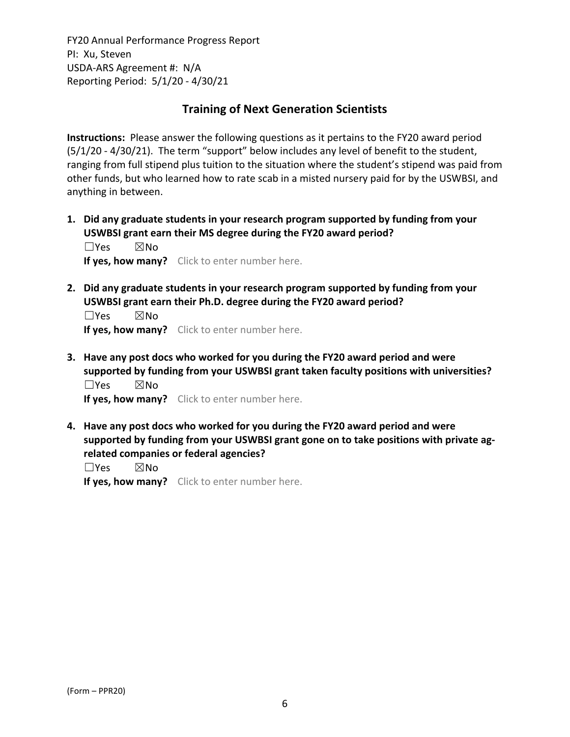FY20 Annual Performance Progress Report
PI: Xu, Steven
USDA-ARS Agreement #: N/A
Reporting Period: 5/1/20 - 4/30/21

## Training of Next Generation Scientists

**Instructions:** Please answer the following questions as it pertains to the FY20 award period (5/1/20 - 4/30/21). The term "support" below includes any level of benefit to the student, ranging from full stipend plus tuition to the situation where the student's stipend was paid from other funds, but who learned how to rate scab in a misted nursery paid for by the USWBSI, and anything in between.

1. **Did any graduate students in your research program supported by funding from your USWBSI grant earn their MS degree during the FY20 award period?**
   ☐Yes ☒No
   **If yes, how many?** Click to enter number here.

2. **Did any graduate students in your research program supported by funding from your USWBSI grant earn their Ph.D. degree during the FY20 award period?**
   ☐Yes ☒No
   **If yes, how many?** Click to enter number here.

3. **Have any post docs who worked for you during the FY20 award period and were supported by funding from your USWBSI grant taken faculty positions with universities?**
   ☐Yes ☒No
   **If yes, how many?** Click to enter number here.

4. **Have any post docs who worked for you during the FY20 award period and were supported by funding from your USWBSI grant gone on to take positions with private ag-related companies or federal agencies?**
   ☐Yes ☒No
   **If yes, how many?** Click to enter number here.

(Form – PPR20)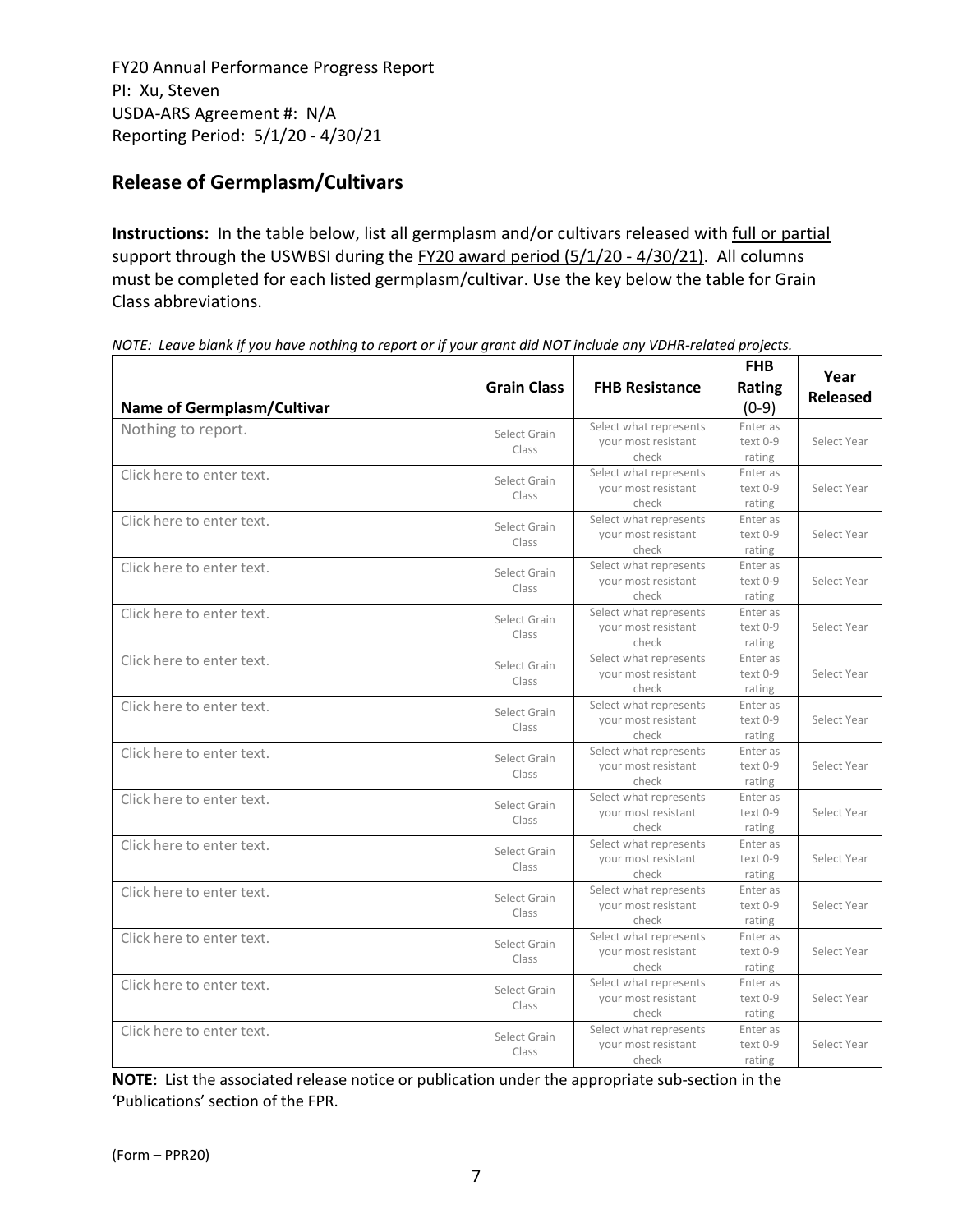FY20 Annual Performance Progress Report
PI: Xu, Steven
USDA-ARS Agreement #: N/A
Reporting Period: 5/1/20 - 4/30/21

## Release of Germplasm/Cultivars

**Instructions:** In the table below, list all germplasm and/or cultivars released with full or partial support through the USWBSI during the FY20 award period (5/1/20 - 4/30/21). All columns must be completed for each listed germplasm/cultivar. Use the key below the table for Grain Class abbreviations.

*NOTE: Leave blank if you have nothing to report or if your grant did NOT include any VDHR-related projects.*

| Name of Germplasm/Cultivar | Grain Class | FHB Resistance | FHB Rating (0-9) | Year Released |
|---|---|---|---|---|
| Nothing to report. | Select Grain Class | Select what represents your most resistant check | Enter as text 0-9 rating | Select Year |
| Click here to enter text. | Select Grain Class | Select what represents your most resistant check | Enter as text 0-9 rating | Select Year |
| Click here to enter text. | Select Grain Class | Select what represents your most resistant check | Enter as text 0-9 rating | Select Year |
| Click here to enter text. | Select Grain Class | Select what represents your most resistant check | Enter as text 0-9 rating | Select Year |
| Click here to enter text. | Select Grain Class | Select what represents your most resistant check | Enter as text 0-9 rating | Select Year |
| Click here to enter text. | Select Grain Class | Select what represents your most resistant check | Enter as text 0-9 rating | Select Year |
| Click here to enter text. | Select Grain Class | Select what represents your most resistant check | Enter as text 0-9 rating | Select Year |
| Click here to enter text. | Select Grain Class | Select what represents your most resistant check | Enter as text 0-9 rating | Select Year |
| Click here to enter text. | Select Grain Class | Select what represents your most resistant check | Enter as text 0-9 rating | Select Year |
| Click here to enter text. | Select Grain Class | Select what represents your most resistant check | Enter as text 0-9 rating | Select Year |
| Click here to enter text. | Select Grain Class | Select what represents your most resistant check | Enter as text 0-9 rating | Select Year |
| Click here to enter text. | Select Grain Class | Select what represents your most resistant check | Enter as text 0-9 rating | Select Year |
| Click here to enter text. | Select Grain Class | Select what represents your most resistant check | Enter as text 0-9 rating | Select Year |
| Click here to enter text. | Select Grain Class | Select what represents your most resistant check | Enter as text 0-9 rating | Select Year |

**NOTE:** List the associated release notice or publication under the appropriate sub-section in the 'Publications' section of the FPR.

(Form – PPR20)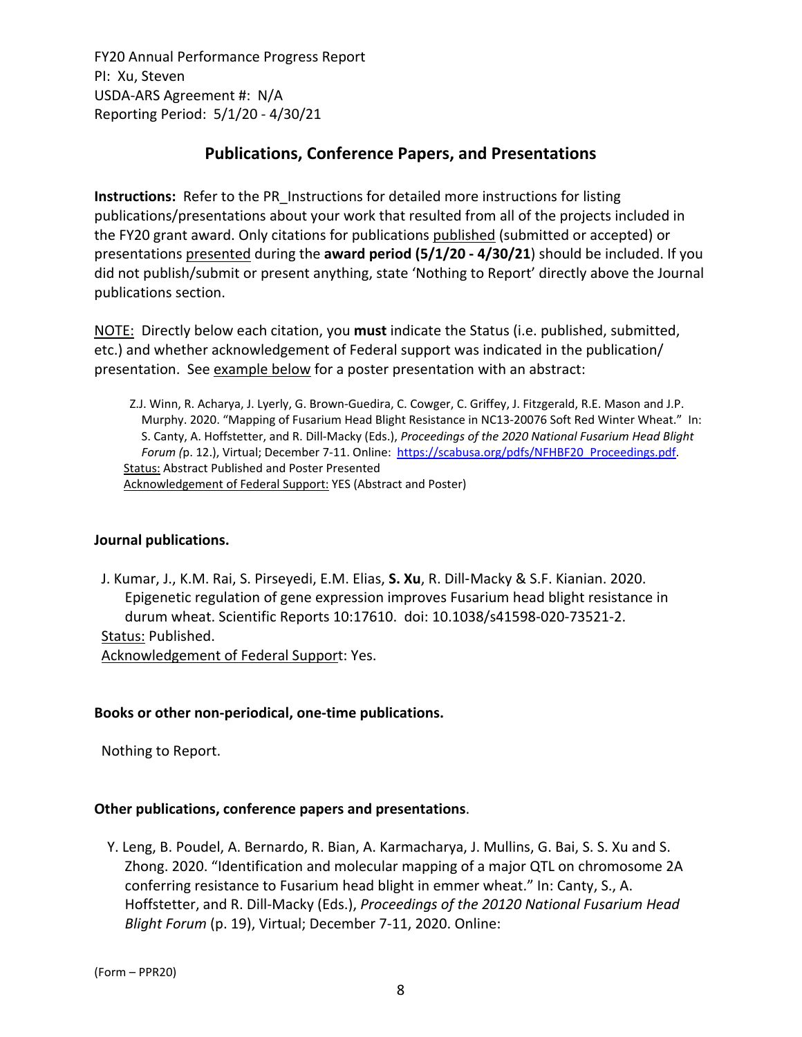FY20 Annual Performance Progress Report
PI: Xu, Steven
USDA-ARS Agreement #: N/A
Reporting Period: 5/1/20 - 4/30/21

## Publications, Conference Papers, and Presentations

**Instructions:** Refer to the PR_Instructions for detailed more instructions for listing publications/presentations about your work that resulted from all of the projects included in the FY20 grant award. Only citations for publications published (submitted or accepted) or presentations presented during the **award period (5/1/20 - 4/30/21**) should be included. If you did not publish/submit or present anything, state 'Nothing to Report' directly above the Journal publications section.

NOTE: Directly below each citation, you **must** indicate the Status (i.e. published, submitted, etc.) and whether acknowledgement of Federal support was indicated in the publication/ presentation. See example below for a poster presentation with an abstract:

> Z.J. Winn, R. Acharya, J. Lyerly, G. Brown-Guedira, C. Cowger, C. Griffey, J. Fitzgerald, R.E. Mason and J.P. Murphy. 2020. "Mapping of Fusarium Head Blight Resistance in NC13-20076 Soft Red Winter Wheat." In: S. Canty, A. Hoffstetter, and R. Dill-Macky (Eds.), *Proceedings of the 2020 National Fusarium Head Blight Forum (*p. 12.), Virtual; December 7-11. Online: https://scabusa.org/pdfs/NFHBF20_Proceedings.pdf.
> Status: Abstract Published and Poster Presented
> Acknowledgement of Federal Support: YES (Abstract and Poster)

**Journal publications.**

J. Kumar, J., K.M. Rai, S. Pirseyedi, E.M. Elias, **S. Xu**, R. Dill-Macky & S.F. Kianian. 2020. Epigenetic regulation of gene expression improves Fusarium head blight resistance in durum wheat. Scientific Reports 10:17610. doi: 10.1038/s41598-020-73521-2.
Status: Published.
Acknowledgement of Federal Support: Yes.

**Books or other non-periodical, one-time publications.**

Nothing to Report.

**Other publications, conference papers and presentations**.

Y. Leng, B. Poudel, A. Bernardo, R. Bian, A. Karmacharya, J. Mullins, G. Bai, S. S. Xu and S. Zhong. 2020. "Identification and molecular mapping of a major QTL on chromosome 2A conferring resistance to Fusarium head blight in emmer wheat." In: Canty, S., A. Hoffstetter, and R. Dill-Macky (Eds.), *Proceedings of the 20120 National Fusarium Head Blight Forum* (p. 19), Virtual; December 7-11, 2020. Online: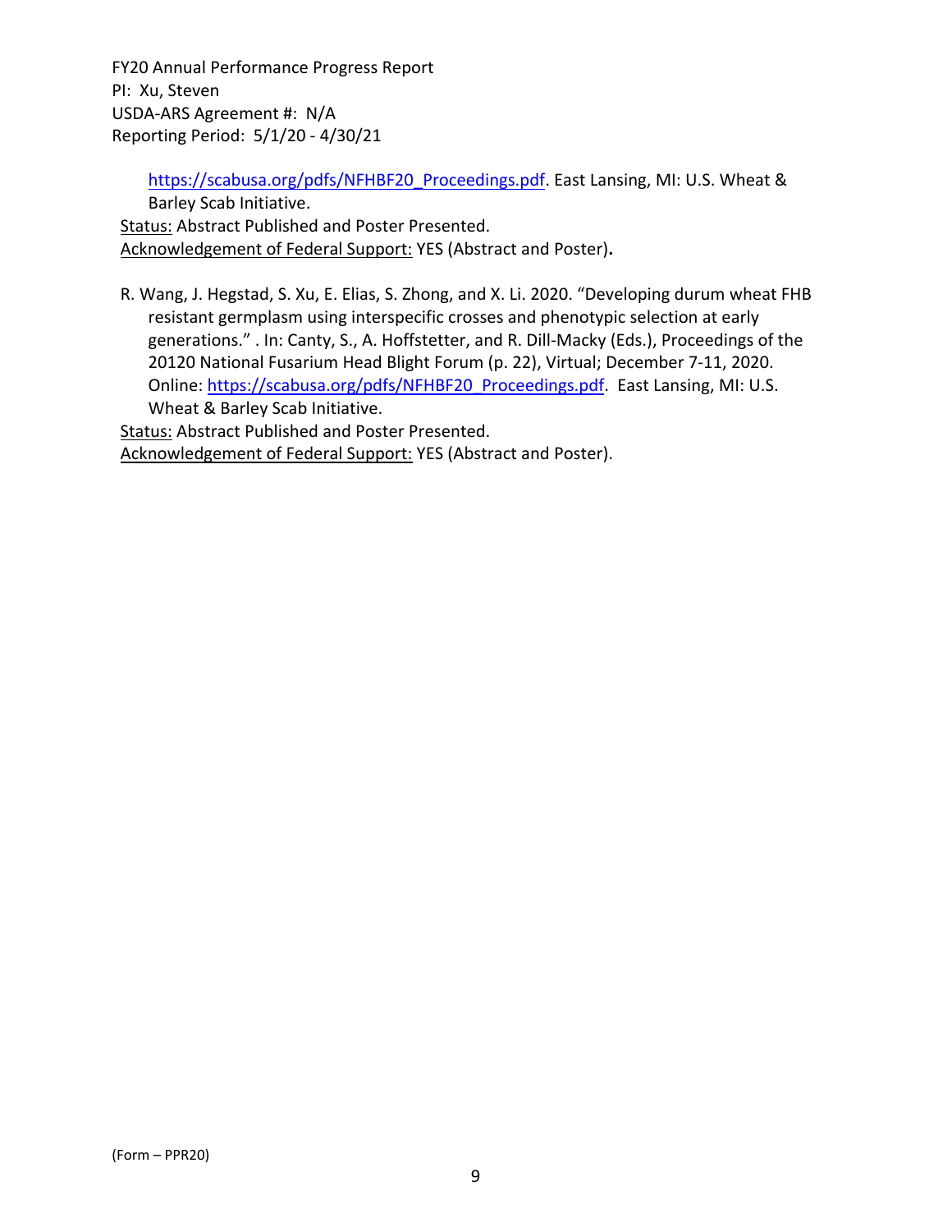https://scabusa.org/pdfs/NFHBF20_Proceedings.pdf. East Lansing, MI: U.S. Wheat & Barley Scab Initiative.

Status: Abstract Published and Poster Presented.

Acknowledgement of Federal Support: YES (Abstract and Poster).

R. Wang, J. Hegstad, S. Xu, E. Elias, S. Zhong, and X. Li. 2020. "Developing durum wheat FHB resistant germplasm using interspecific crosses and phenotypic selection at early generations." . In: Canty, S., A. Hoffstetter, and R. Dill-Macky (Eds.), Proceedings of the 20120 National Fusarium Head Blight Forum (p. 22), Virtual; December 7-11, 2020. Online: https://scabusa.org/pdfs/NFHBF20_Proceedings.pdf. East Lansing, MI: U.S. Wheat & Barley Scab Initiative.

Status: Abstract Published and Poster Presented.

Acknowledgement of Federal Support: YES (Abstract and Poster).